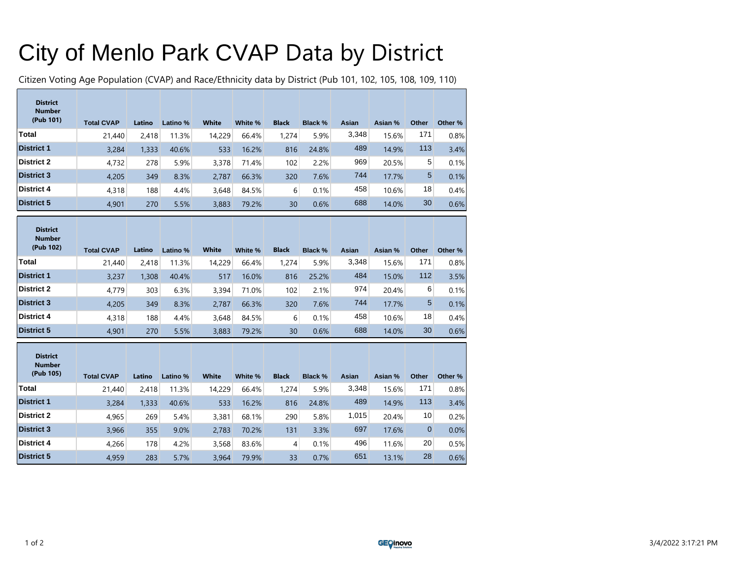# City of Menlo Park CVAP Data by District

Citizen Voting Age Population (CVAP) and Race/Ethnicity data by District (Pub 101, 102, 105, 108, 109, 110)

| District Number (Pub 101) | Total CVAP | Latino | Latino % | White | White % | Black | Black % | Asian | Asian % | Other | Other % |
|---|---|---|---|---|---|---|---|---|---|---|---|
| Total | 21,440 | 2,418 | 11.3% | 14,229 | 66.4% | 1,274 | 5.9% | 3,348 | 15.6% | 171 | 0.8% |
| District 1 | 3,284 | 1,333 | 40.6% | 533 | 16.2% | 816 | 24.8% | 489 | 14.9% | 113 | 3.4% |
| District 2 | 4,732 | 278 | 5.9% | 3,378 | 71.4% | 102 | 2.2% | 969 | 20.5% | 5 | 0.1% |
| District 3 | 4,205 | 349 | 8.3% | 2,787 | 66.3% | 320 | 7.6% | 744 | 17.7% | 5 | 0.1% |
| District 4 | 4,318 | 188 | 4.4% | 3,648 | 84.5% | 6 | 0.1% | 458 | 10.6% | 18 | 0.4% |
| District 5 | 4,901 | 270 | 5.5% | 3,883 | 79.2% | 30 | 0.6% | 688 | 14.0% | 30 | 0.6% |

| District Number (Pub 102) | Total CVAP | Latino | Latino % | White | White % | Black | Black % | Asian | Asian % | Other | Other % |
|---|---|---|---|---|---|---|---|---|---|---|---|
| Total | 21,440 | 2,418 | 11.3% | 14,229 | 66.4% | 1,274 | 5.9% | 3,348 | 15.6% | 171 | 0.8% |
| District 1 | 3,237 | 1,308 | 40.4% | 517 | 16.0% | 816 | 25.2% | 484 | 15.0% | 112 | 3.5% |
| District 2 | 4,779 | 303 | 6.3% | 3,394 | 71.0% | 102 | 2.1% | 974 | 20.4% | 6 | 0.1% |
| District 3 | 4,205 | 349 | 8.3% | 2,787 | 66.3% | 320 | 7.6% | 744 | 17.7% | 5 | 0.1% |
| District 4 | 4,318 | 188 | 4.4% | 3,648 | 84.5% | 6 | 0.1% | 458 | 10.6% | 18 | 0.4% |
| District 5 | 4,901 | 270 | 5.5% | 3,883 | 79.2% | 30 | 0.6% | 688 | 14.0% | 30 | 0.6% |

| District Number (Pub 105) | Total CVAP | Latino | Latino % | White | White % | Black | Black % | Asian | Asian % | Other | Other % |
|---|---|---|---|---|---|---|---|---|---|---|---|
| Total | 21,440 | 2,418 | 11.3% | 14,229 | 66.4% | 1,274 | 5.9% | 3,348 | 15.6% | 171 | 0.8% |
| District 1 | 3,284 | 1,333 | 40.6% | 533 | 16.2% | 816 | 24.8% | 489 | 14.9% | 113 | 3.4% |
| District 2 | 4,965 | 269 | 5.4% | 3,381 | 68.1% | 290 | 5.8% | 1,015 | 20.4% | 10 | 0.2% |
| District 3 | 3,966 | 355 | 9.0% | 2,783 | 70.2% | 131 | 3.3% | 697 | 17.6% | 0 | 0.0% |
| District 4 | 4,266 | 178 | 4.2% | 3,568 | 83.6% | 4 | 0.1% | 496 | 11.6% | 20 | 0.5% |
| District 5 | 4,959 | 283 | 5.7% | 3,964 | 79.9% | 33 | 0.7% | 651 | 13.1% | 28 | 0.6% |

3/4/2022 3:17:21 PM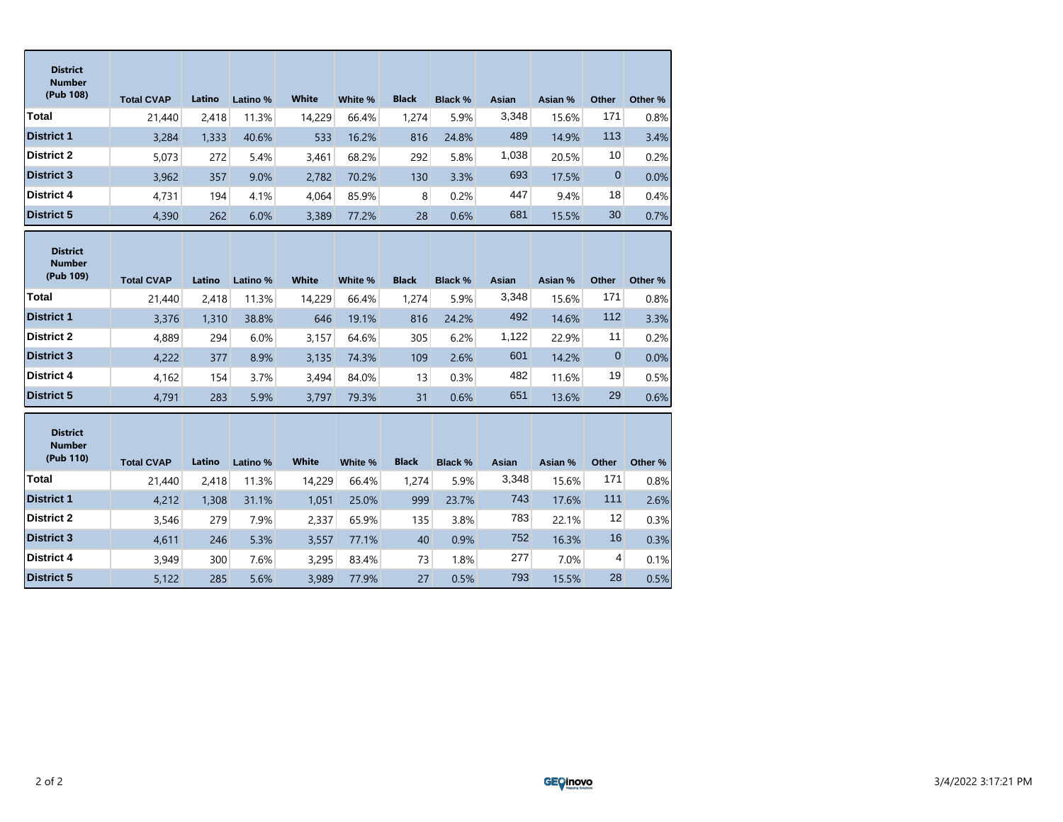| District Number (Pub 108) | Total CVAP | Latino | Latino % | White | White % | Black | Black % | Asian | Asian % | Other | Other % |
|---|---|---|---|---|---|---|---|---|---|---|---|
| Total | 21,440 | 2,418 | 11.3% | 14,229 | 66.4% | 1,274 | 5.9% | 3,348 | 15.6% | 171 | 0.8% |
| District 1 | 3,284 | 1,333 | 40.6% | 533 | 16.2% | 816 | 24.8% | 489 | 14.9% | 113 | 3.4% |
| District 2 | 5,073 | 272 | 5.4% | 3,461 | 68.2% | 292 | 5.8% | 1,038 | 20.5% | 10 | 0.2% |
| District 3 | 3,962 | 357 | 9.0% | 2,782 | 70.2% | 130 | 3.3% | 693 | 17.5% | 0 | 0.0% |
| District 4 | 4,731 | 194 | 4.1% | 4,064 | 85.9% | 8 | 0.2% | 447 | 9.4% | 18 | 0.4% |
| District 5 | 4,390 | 262 | 6.0% | 3,389 | 77.2% | 28 | 0.6% | 681 | 15.5% | 30 | 0.7% |

| District Number (Pub 109) | Total CVAP | Latino | Latino % | White | White % | Black | Black % | Asian | Asian % | Other | Other % |
|---|---|---|---|---|---|---|---|---|---|---|---|
| Total | 21,440 | 2,418 | 11.3% | 14,229 | 66.4% | 1,274 | 5.9% | 3,348 | 15.6% | 171 | 0.8% |
| District 1 | 3,376 | 1,310 | 38.8% | 646 | 19.1% | 816 | 24.2% | 492 | 14.6% | 112 | 3.3% |
| District 2 | 4,889 | 294 | 6.0% | 3,157 | 64.6% | 305 | 6.2% | 1,122 | 22.9% | 11 | 0.2% |
| District 3 | 4,222 | 377 | 8.9% | 3,135 | 74.3% | 109 | 2.6% | 601 | 14.2% | 0 | 0.0% |
| District 4 | 4,162 | 154 | 3.7% | 3,494 | 84.0% | 13 | 0.3% | 482 | 11.6% | 19 | 0.5% |
| District 5 | 4,791 | 283 | 5.9% | 3,797 | 79.3% | 31 | 0.6% | 651 | 13.6% | 29 | 0.6% |

| District Number (Pub 110) | Total CVAP | Latino | Latino % | White | White % | Black | Black % | Asian | Asian % | Other | Other % |
|---|---|---|---|---|---|---|---|---|---|---|---|
| Total | 21,440 | 2,418 | 11.3% | 14,229 | 66.4% | 1,274 | 5.9% | 3,348 | 15.6% | 171 | 0.8% |
| District 1 | 4,212 | 1,308 | 31.1% | 1,051 | 25.0% | 999 | 23.7% | 743 | 17.6% | 111 | 2.6% |
| District 2 | 3,546 | 279 | 7.9% | 2,337 | 65.9% | 135 | 3.8% | 783 | 22.1% | 12 | 0.3% |
| District 3 | 4,611 | 246 | 5.3% | 3,557 | 77.1% | 40 | 0.9% | 752 | 16.3% | 16 | 0.3% |
| District 4 | 3,949 | 300 | 7.6% | 3,295 | 83.4% | 73 | 1.8% | 277 | 7.0% | 4 | 0.1% |
| District 5 | 5,122 | 285 | 5.6% | 3,989 | 77.9% | 27 | 0.5% | 793 | 15.5% | 28 | 0.5% |

3/4/2022 3:17:21 PM